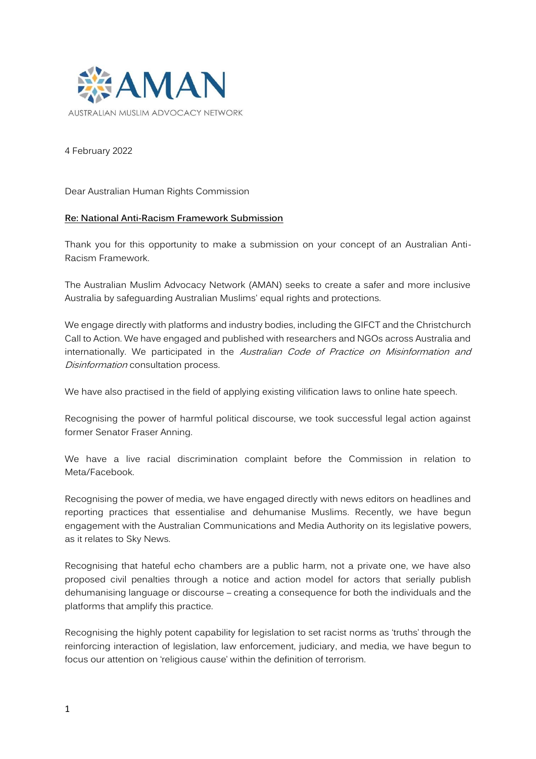AMAN

AUSTRALIAN MUSLIM ADVOCACY NETWORK

4 February 2022

Dear Australian Human Rights Commission

**Re: National Anti-Racism Framework Submission**

Thank you for this opportunity to make a submission on your concept of an Australian Anti-Racism Framework.

The Australian Muslim Advocacy Network (AMAN) seeks to create a safer and more inclusive Australia by safeguarding Australian Muslims' equal rights and protections.

We engage directly with platforms and industry bodies, including the GIFCT and the Christchurch Call to Action. We have engaged and published with researchers and NGOs across Australia and internationally. We participated in the *Australian Code of Practice on Misinformation and Disinformation* consultation process.

We have also practised in the field of applying existing vilification laws to online hate speech.

Recognising the power of harmful political discourse, we took successful legal action against former Senator Fraser Anning.

We have a live racial discrimination complaint before the Commission in relation to Meta/Facebook.

Recognising the power of media, we have engaged directly with news editors on headlines and reporting practices that essentialise and dehumanise Muslims. Recently, we have begun engagement with the Australian Communications and Media Authority on its legislative powers, as it relates to Sky News.

Recognising that hateful echo chambers are a public harm, not a private one, we have also proposed civil penalties through a notice and action model for actors that serially publish dehumanising language or discourse – creating a consequence for both the individuals and the platforms that amplify this practice.

Recognising the highly potent capability for legislation to set racist norms as 'truths' through the reinforcing interaction of legislation, law enforcement, judiciary, and media, we have begun to focus our attention on 'religious cause' within the definition of terrorism.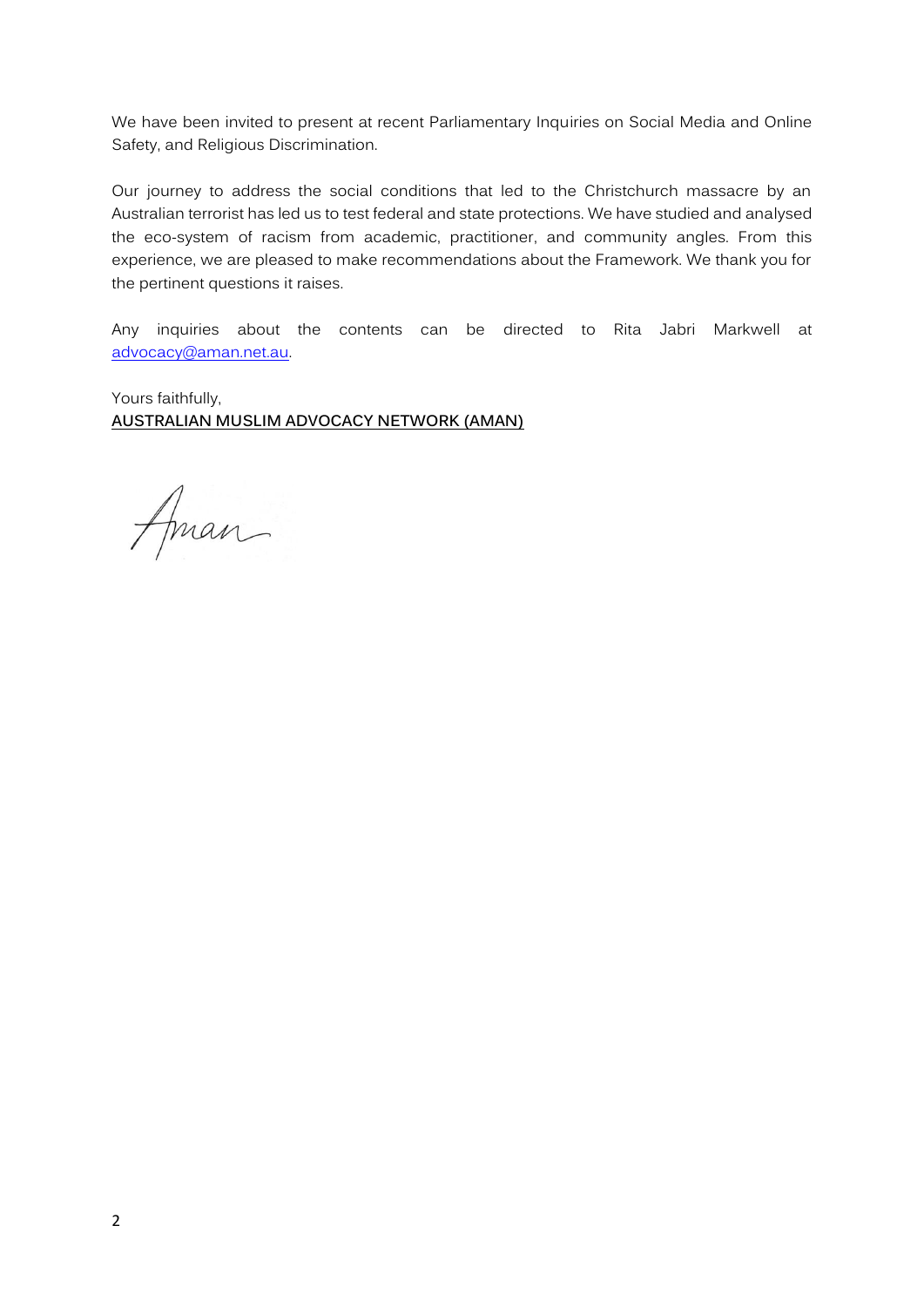We have been invited to present at recent Parliamentary Inquiries on Social Media and Online Safety, and Religious Discrimination.

Our journey to address the social conditions that led to the Christchurch massacre by an Australian terrorist has led us to test federal and state protections. We have studied and analysed the eco-system of racism from academic, practitioner, and community angles. From this experience, we are pleased to make recommendations about the Framework. We thank you for the pertinent questions it raises.

Any inquiries about the contents can be directed to Rita Jabri Markwell at advocacy@aman.net.au.

Yours faithfully,
**AUSTRALIAN MUSLIM ADVOCACY NETWORK (AMAN)**

Aman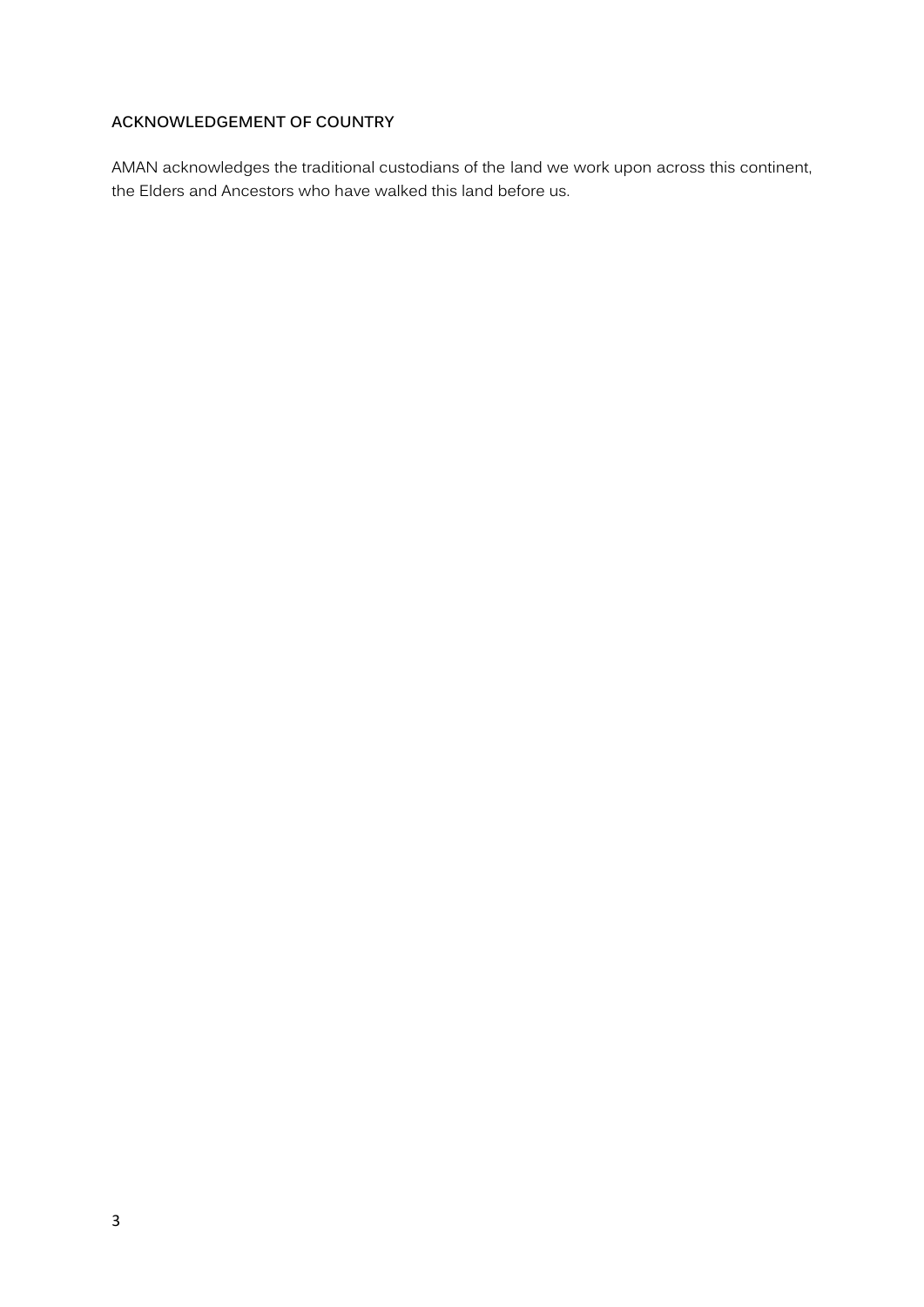## ACKNOWLEDGEMENT OF COUNTRY

AMAN acknowledges the traditional custodians of the land we work upon across this continent, the Elders and Ancestors who have walked this land before us.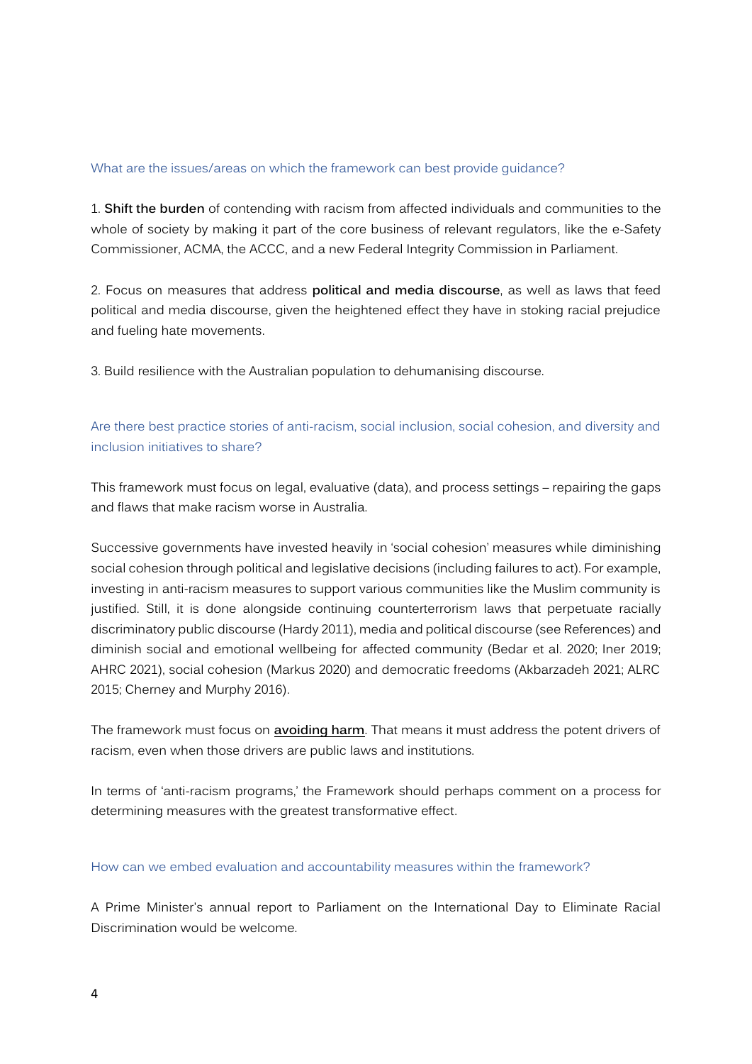### What are the issues/areas on which the framework can best provide guidance?

1. **Shift the burden** of contending with racism from affected individuals and communities to the whole of society by making it part of the core business of relevant regulators, like the e-Safety Commissioner, ACMA, the ACCC, and a new Federal Integrity Commission in Parliament.

2. Focus on measures that address **political and media discourse**, as well as laws that feed political and media discourse, given the heightened effect they have in stoking racial prejudice and fueling hate movements.

3. Build resilience with the Australian population to dehumanising discourse.

### Are there best practice stories of anti-racism, social inclusion, social cohesion, and diversity and inclusion initiatives to share?

This framework must focus on legal, evaluative (data), and process settings – repairing the gaps and flaws that make racism worse in Australia.

Successive governments have invested heavily in 'social cohesion' measures while diminishing social cohesion through political and legislative decisions (including failures to act). For example, investing in anti-racism measures to support various communities like the Muslim community is justified. Still, it is done alongside continuing counterterrorism laws that perpetuate racially discriminatory public discourse (Hardy 2011), media and political discourse (see References) and diminish social and emotional wellbeing for affected community (Bedar et al. 2020; Iner 2019; AHRC 2021), social cohesion (Markus 2020) and democratic freedoms (Akbarzadeh 2021; ALRC 2015; Cherney and Murphy 2016).

The framework must focus on **avoiding harm**. That means it must address the potent drivers of racism, even when those drivers are public laws and institutions.

In terms of 'anti-racism programs,' the Framework should perhaps comment on a process for determining measures with the greatest transformative effect.

### How can we embed evaluation and accountability measures within the framework?

A Prime Minister's annual report to Parliament on the International Day to Eliminate Racial Discrimination would be welcome.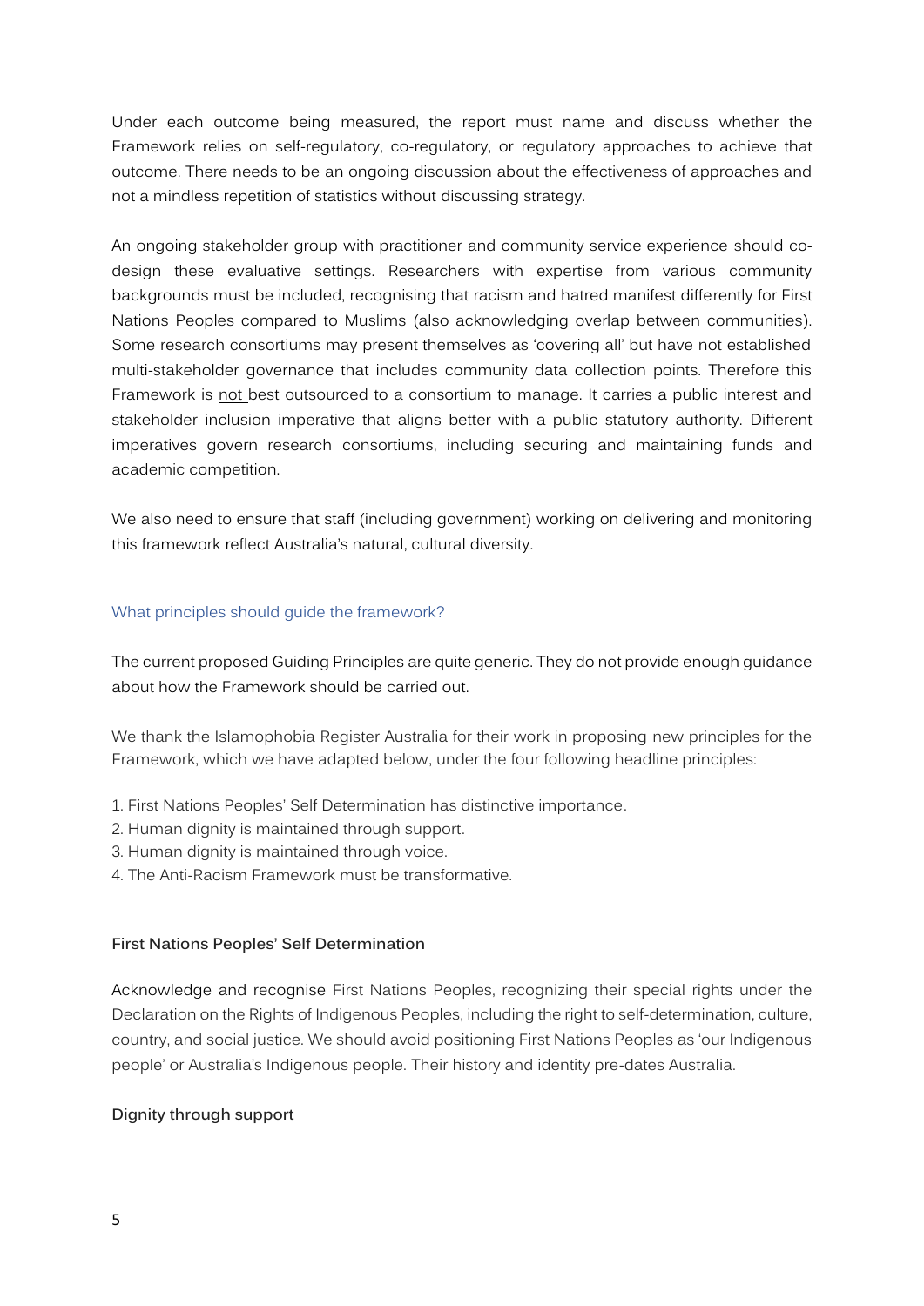Under each outcome being measured, the report must name and discuss whether the Framework relies on self-regulatory, co-regulatory, or regulatory approaches to achieve that outcome. There needs to be an ongoing discussion about the effectiveness of approaches and not a mindless repetition of statistics without discussing strategy.

An ongoing stakeholder group with practitioner and community service experience should co-design these evaluative settings. Researchers with expertise from various community backgrounds must be included, recognising that racism and hatred manifest differently for First Nations Peoples compared to Muslims (also acknowledging overlap between communities). Some research consortiums may present themselves as 'covering all' but have not established multi-stakeholder governance that includes community data collection points. Therefore this Framework is <u>not</u> best outsourced to a consortium to manage. It carries a public interest and stakeholder inclusion imperative that aligns better with a public statutory authority. Different imperatives govern research consortiums, including securing and maintaining funds and academic competition.

We also need to ensure that staff (including government) working on delivering and monitoring this framework reflect Australia's natural, cultural diversity.

## What principles should guide the framework?

The current proposed Guiding Principles are quite generic. They do not provide enough guidance about how the Framework should be carried out.

We thank the Islamophobia Register Australia for their work in proposing new principles for the Framework, which we have adapted below, under the four following headline principles:

1. First Nations Peoples' Self Determination has distinctive importance.
2. Human dignity is maintained through support.
3. Human dignity is maintained through voice.
4. The Anti-Racism Framework must be transformative.

### First Nations Peoples' Self Determination

Acknowledge and recognise First Nations Peoples, recognizing their special rights under the Declaration on the Rights of Indigenous Peoples, including the right to self-determination, culture, country, and social justice. We should avoid positioning First Nations Peoples as 'our Indigenous people' or Australia's Indigenous people. Their history and identity pre-dates Australia.

### Dignity through support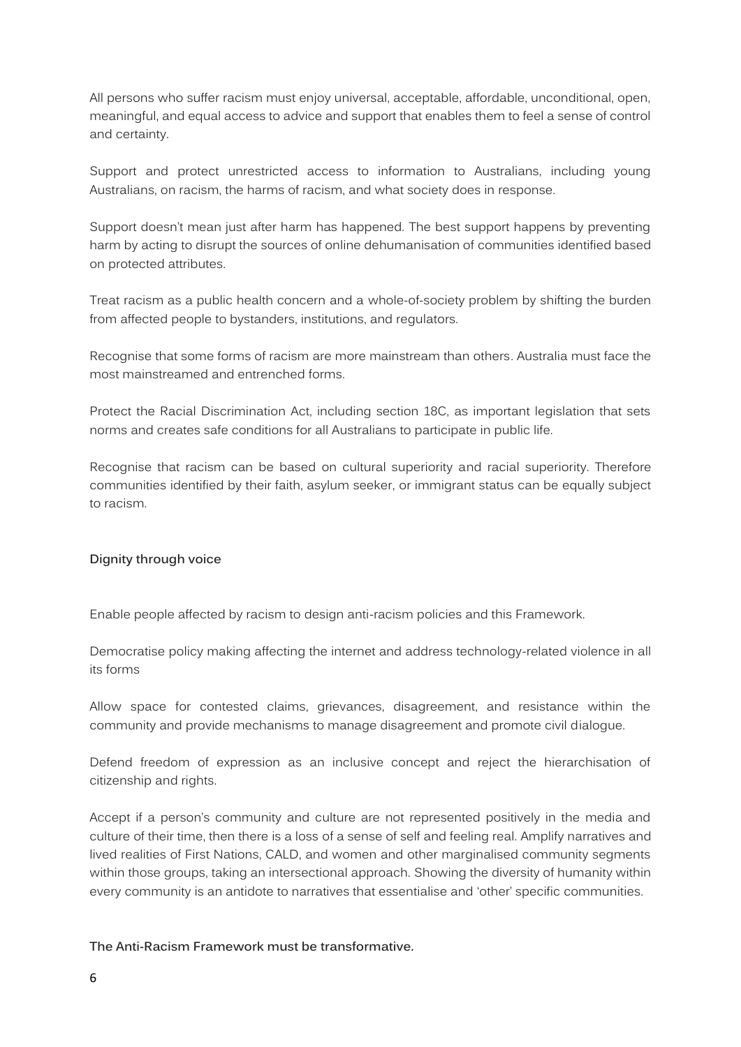All persons who suffer racism must enjoy universal, acceptable, affordable, unconditional, open, meaningful, and equal access to advice and support that enables them to feel a sense of control and certainty.

Support and protect unrestricted access to information to Australians, including young Australians, on racism, the harms of racism, and what society does in response.

Support doesn't mean just after harm has happened. The best support happens by preventing harm by acting to disrupt the sources of online dehumanisation of communities identified based on protected attributes.

Treat racism as a public health concern and a whole-of-society problem by shifting the burden from affected people to bystanders, institutions, and regulators.

Recognise that some forms of racism are more mainstream than others. Australia must face the most mainstreamed and entrenched forms.

Protect the Racial Discrimination Act, including section 18C, as important legislation that sets norms and creates safe conditions for all Australians to participate in public life.

Recognise that racism can be based on cultural superiority and racial superiority. Therefore communities identified by their faith, asylum seeker, or immigrant status can be equally subject to racism.

**Dignity through voice**

Enable people affected by racism to design anti-racism policies and this Framework.

Democratise policy making affecting the internet and address technology-related violence in all its forms

Allow space for contested claims, grievances, disagreement, and resistance within the community and provide mechanisms to manage disagreement and promote civil dialogue.

Defend freedom of expression as an inclusive concept and reject the hierarchisation of citizenship and rights.

Accept if a person's community and culture are not represented positively in the media and culture of their time, then there is a loss of a sense of self and feeling real. Amplify narratives and lived realities of First Nations, CALD, and women and other marginalised community segments within those groups, taking an intersectional approach. Showing the diversity of humanity within every community is an antidote to narratives that essentialise and 'other' specific communities.

**The Anti-Racism Framework must be transformative.**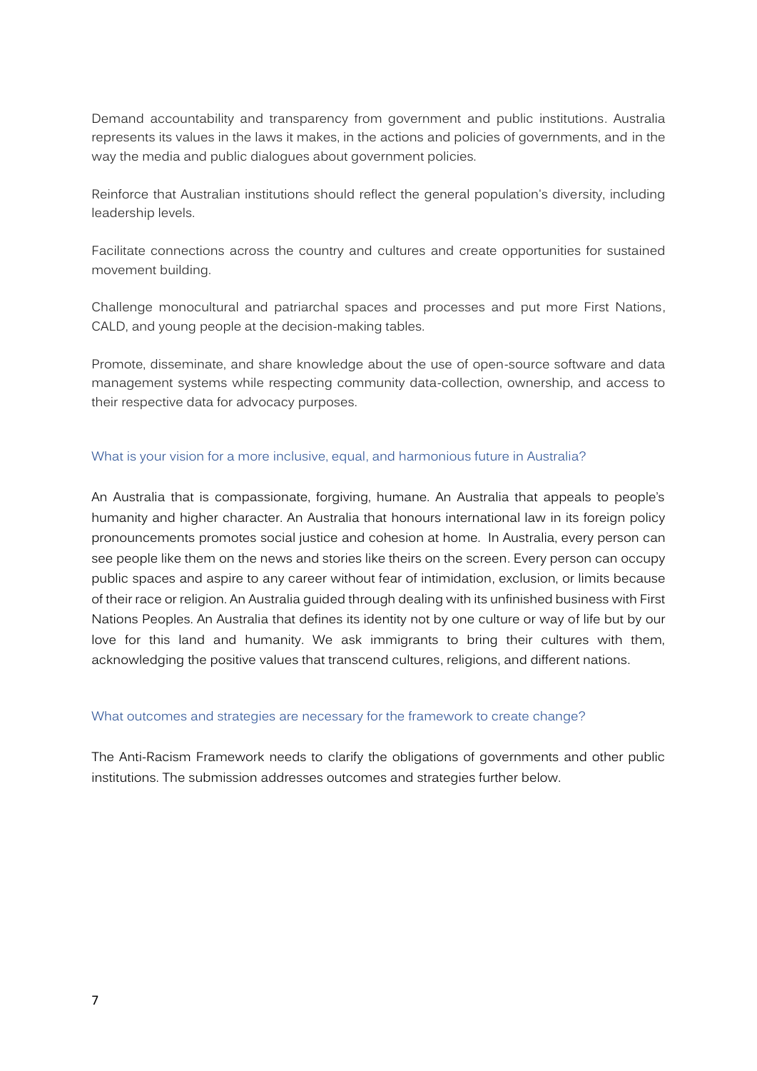Demand accountability and transparency from government and public institutions. Australia represents its values in the laws it makes, in the actions and policies of governments, and in the way the media and public dialogues about government policies.

Reinforce that Australian institutions should reflect the general population's diversity, including leadership levels.

Facilitate connections across the country and cultures and create opportunities for sustained movement building.

Challenge monocultural and patriarchal spaces and processes and put more First Nations, CALD, and young people at the decision-making tables.

Promote, disseminate, and share knowledge about the use of open-source software and data management systems while respecting community data-collection, ownership, and access to their respective data for advocacy purposes.

### What is your vision for a more inclusive, equal, and harmonious future in Australia?

An Australia that is compassionate, forgiving, humane. An Australia that appeals to people's humanity and higher character. An Australia that honours international law in its foreign policy pronouncements promotes social justice and cohesion at home. In Australia, every person can see people like them on the news and stories like theirs on the screen. Every person can occupy public spaces and aspire to any career without fear of intimidation, exclusion, or limits because of their race or religion. An Australia guided through dealing with its unfinished business with First Nations Peoples. An Australia that defines its identity not by one culture or way of life but by our love for this land and humanity. We ask immigrants to bring their cultures with them, acknowledging the positive values that transcend cultures, religions, and different nations.

### What outcomes and strategies are necessary for the framework to create change?

The Anti-Racism Framework needs to clarify the obligations of governments and other public institutions. The submission addresses outcomes and strategies further below.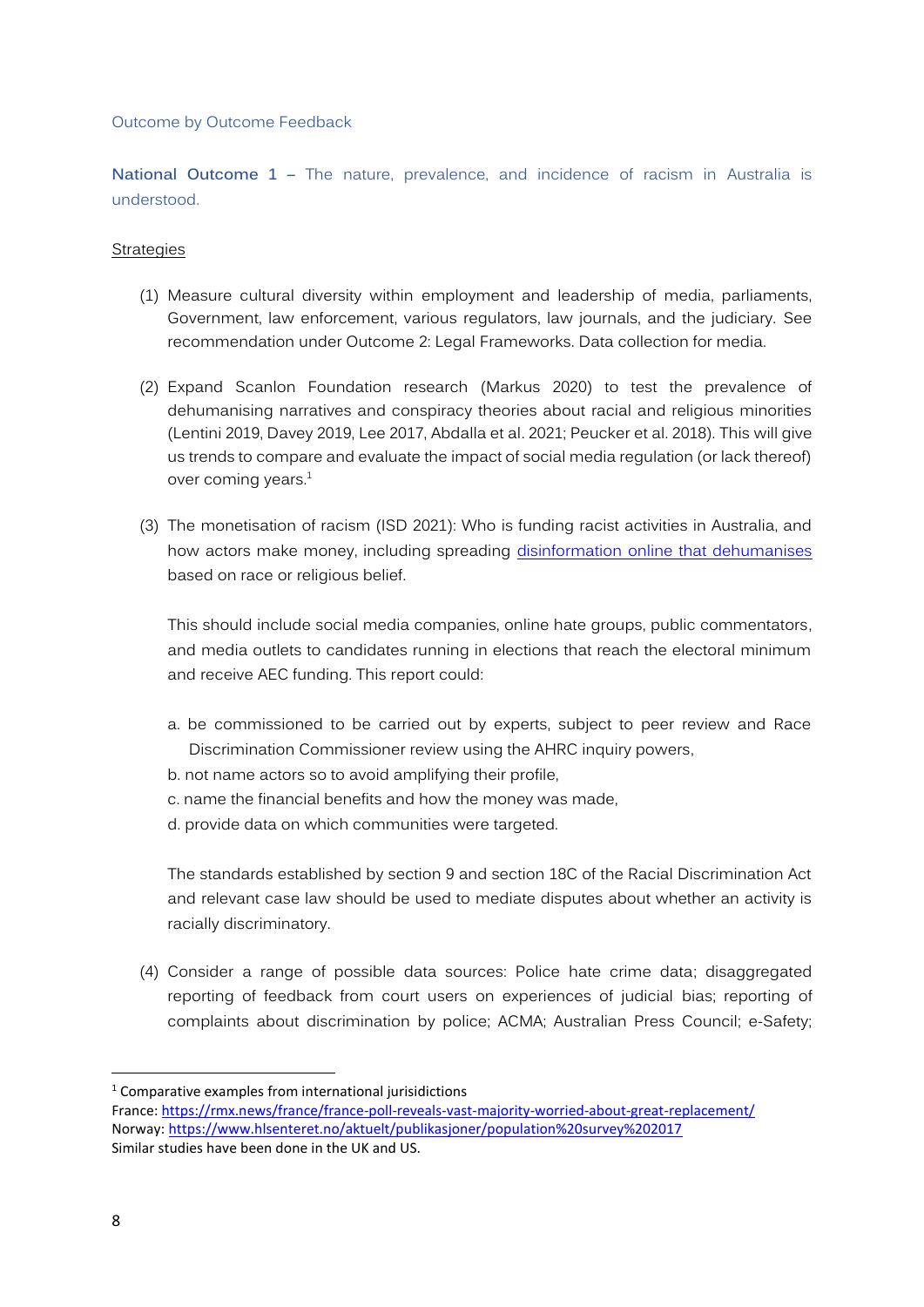Outcome by Outcome Feedback

**National Outcome 1** – The nature, prevalence, and incidence of racism in Australia is understood.

Strategies

(1) Measure cultural diversity within employment and leadership of media, parliaments, Government, law enforcement, various regulators, law journals, and the judiciary. See recommendation under Outcome 2: Legal Frameworks. Data collection for media.

(2) Expand Scanlon Foundation research (Markus 2020) to test the prevalence of dehumanising narratives and conspiracy theories about racial and religious minorities (Lentini 2019, Davey 2019, Lee 2017, Abdalla et al. 2021; Peucker et al. 2018). This will give us trends to compare and evaluate the impact of social media regulation (or lack thereof) over coming years.[1]

(3) The monetisation of racism (ISD 2021): Who is funding racist activities in Australia, and how actors make money, including spreading disinformation online that dehumanises based on race or religious belief.

This should include social media companies, online hate groups, public commentators, and media outlets to candidates running in elections that reach the electoral minimum and receive AEC funding. This report could:

a. be commissioned to be carried out by experts, subject to peer review and Race Discrimination Commissioner review using the AHRC inquiry powers,
b. not name actors so to avoid amplifying their profile,
c. name the financial benefits and how the money was made,
d. provide data on which communities were targeted.

The standards established by section 9 and section 18C of the Racial Discrimination Act and relevant case law should be used to mediate disputes about whether an activity is racially discriminatory.

(4) Consider a range of possible data sources: Police hate crime data; disaggregated reporting of feedback from court users on experiences of judicial bias; reporting of complaints about discrimination by police; ACMA; Australian Press Council; e-Safety;

---

[1] Comparative examples from international jurisidictions
France: https://rmx.news/france/france-poll-reveals-vast-majority-worried-about-great-replacement/
Norway: https://www.hlsenteret.no/aktuelt/publikasjoner/population%20survey%202017
Similar studies have been done in the UK and US.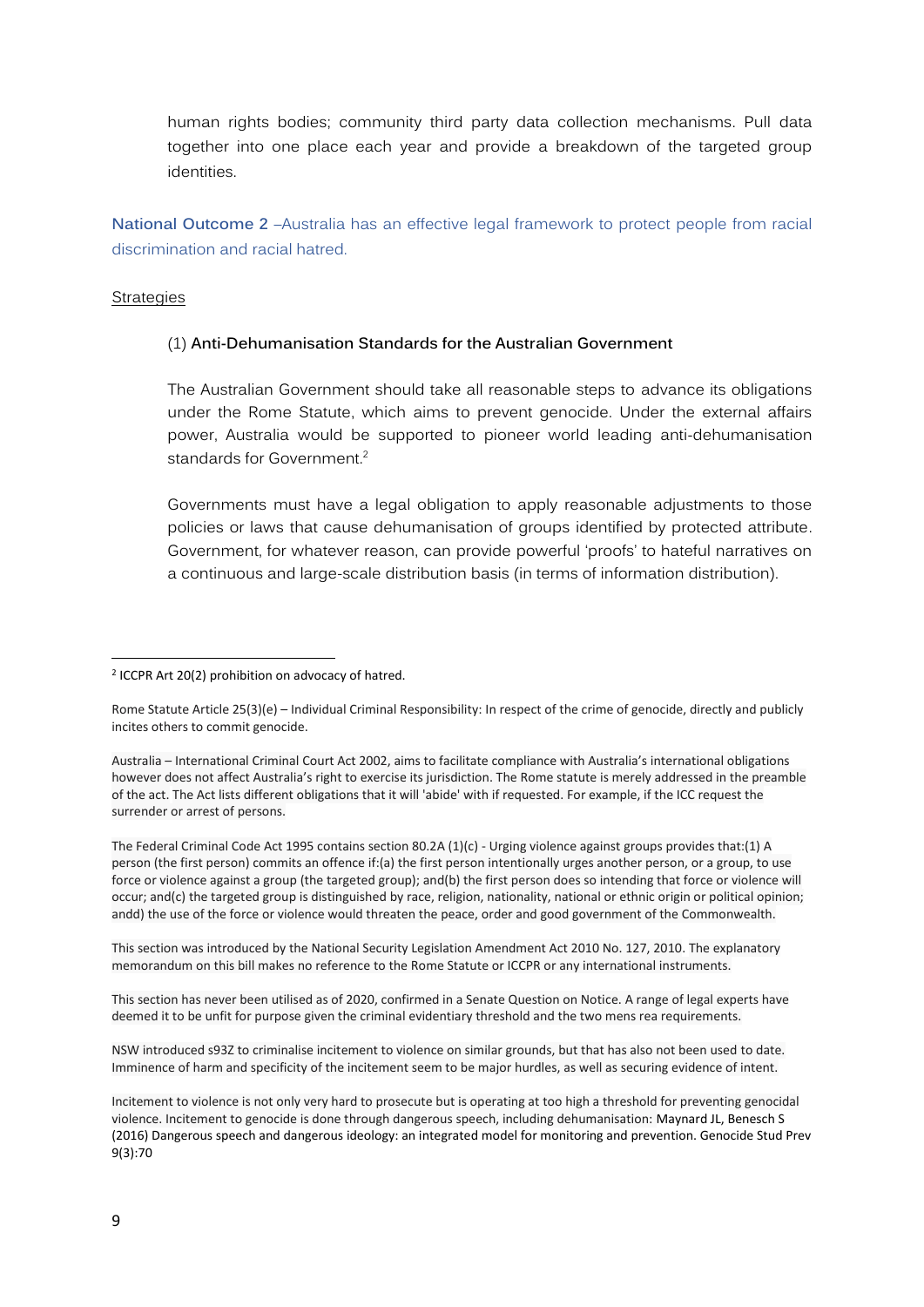human rights bodies; community third party data collection mechanisms. Pull data together into one place each year and provide a breakdown of the targeted group identities.

**National Outcome 2** –Australia has an effective legal framework to protect people from racial discrimination and racial hatred.

Strategies

(1) **Anti-Dehumanisation Standards for the Australian Government**

The Australian Government should take all reasonable steps to advance its obligations under the Rome Statute, which aims to prevent genocide. Under the external affairs power, Australia would be supported to pioneer world leading anti-dehumanisation standards for Government.[2]

Governments must have a legal obligation to apply reasonable adjustments to those policies or laws that cause dehumanisation of groups identified by protected attribute. Government, for whatever reason, can provide powerful 'proofs' to hateful narratives on a continuous and large-scale distribution basis (in terms of information distribution).

---

[2] ICCPR Art 20(2) prohibition on advocacy of hatred.

Rome Statute Article 25(3)(e) – Individual Criminal Responsibility: In respect of the crime of genocide, directly and publicly incites others to commit genocide.

Australia – International Criminal Court Act 2002, aims to facilitate compliance with Australia's international obligations however does not affect Australia's right to exercise its jurisdiction. The Rome statute is merely addressed in the preamble of the act. The Act lists different obligations that it will 'abide' with if requested. For example, if the ICC request the surrender or arrest of persons.

The Federal Criminal Code Act 1995 contains section 80.2A (1)(c) - Urging violence against groups provides that:(1) A person (the first person) commits an offence if:(a) the first person intentionally urges another person, or a group, to use force or violence against a group (the targeted group); and(b) the first person does so intending that force or violence will occur; and(c) the targeted group is distinguished by race, religion, nationality, national or ethnic origin or political opinion; andd) the use of the force or violence would threaten the peace, order and good government of the Commonwealth.

This section was introduced by the National Security Legislation Amendment Act 2010 No. 127, 2010. The explanatory memorandum on this bill makes no reference to the Rome Statute or ICCPR or any international instruments.

This section has never been utilised as of 2020, confirmed in a Senate Question on Notice. A range of legal experts have deemed it to be unfit for purpose given the criminal evidentiary threshold and the two mens rea requirements.

NSW introduced s93Z to criminalise incitement to violence on similar grounds, but that has also not been used to date. Imminence of harm and specificity of the incitement seem to be major hurdles, as well as securing evidence of intent.

Incitement to violence is not only very hard to prosecute but is operating at too high a threshold for preventing genocidal violence. Incitement to genocide is done through dangerous speech, including dehumanisation: Maynard JL, Benesch S (2016) Dangerous speech and dangerous ideology: an integrated model for monitoring and prevention. Genocide Stud Prev 9(3):70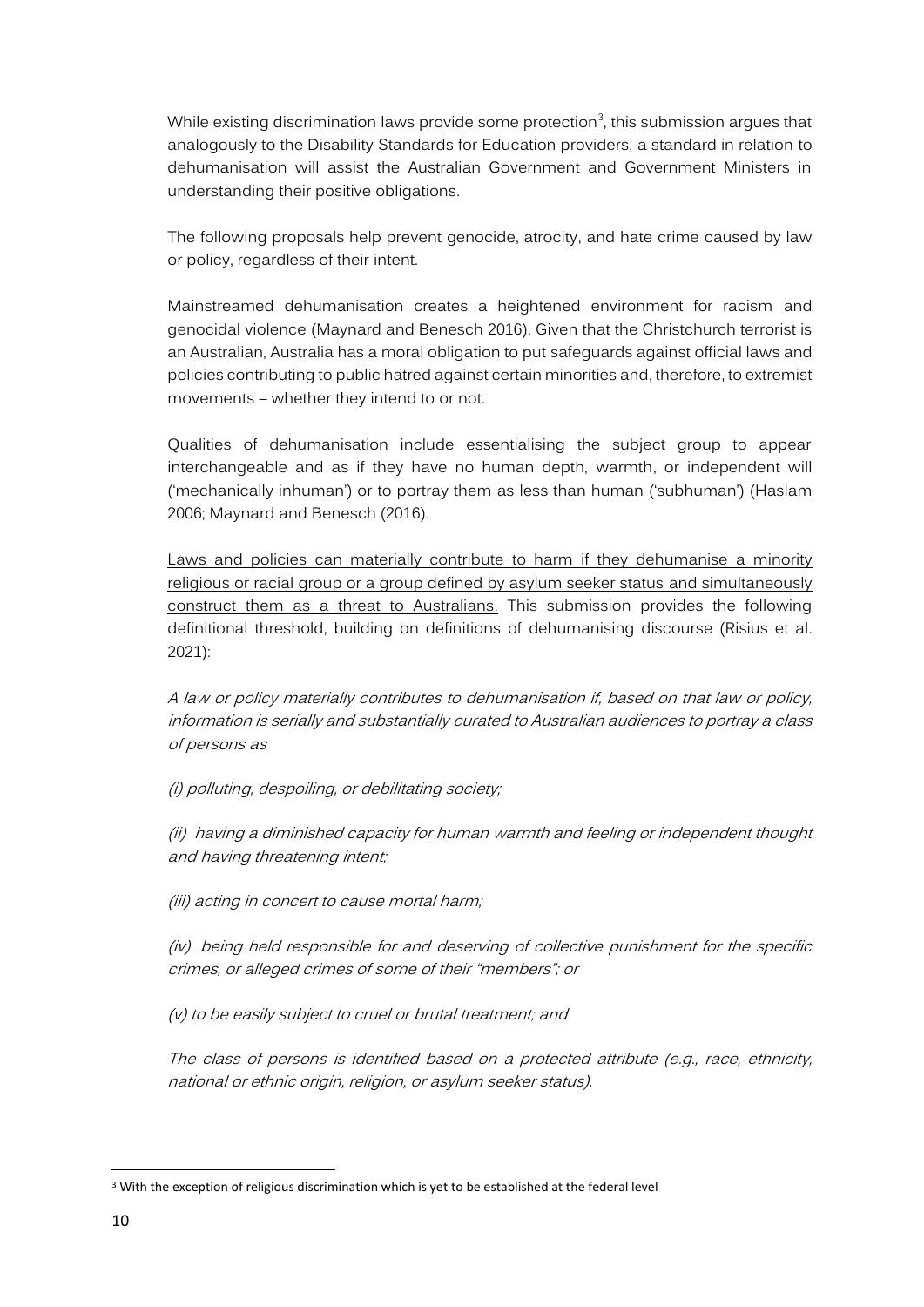While existing discrimination laws provide some protection[3], this submission argues that analogously to the Disability Standards for Education providers, a standard in relation to dehumanisation will assist the Australian Government and Government Ministers in understanding their positive obligations.

The following proposals help prevent genocide, atrocity, and hate crime caused by law or policy, regardless of their intent.

Mainstreamed dehumanisation creates a heightened environment for racism and genocidal violence (Maynard and Benesch 2016). Given that the Christchurch terrorist is an Australian, Australia has a moral obligation to put safeguards against official laws and policies contributing to public hatred against certain minorities and, therefore, to extremist movements – whether they intend to or not.

Qualities of dehumanisation include essentialising the subject group to appear interchangeable and as if they have no human depth, warmth, or independent will ('mechanically inhuman') or to portray them as less than human ('subhuman') (Haslam 2006; Maynard and Benesch (2016).

<u>Laws and policies can materially contribute to harm if they dehumanise a minority religious or racial group or a group defined by asylum seeker status and simultaneously construct them as a threat to Australians.</u> This submission provides the following definitional threshold, building on definitions of dehumanising discourse (Risius et al. 2021):

*A law or policy materially contributes to dehumanisation if, based on that law or policy, information is serially and substantially curated to Australian audiences to portray a class of persons as*

*(i) polluting, despoiling, or debilitating society;*

*(ii) having a diminished capacity for human warmth and feeling or independent thought and having threatening intent;*

*(iii) acting in concert to cause mortal harm;*

*(iv) being held responsible for and deserving of collective punishment for the specific crimes, or alleged crimes of some of their "members"; or*

*(v) to be easily subject to cruel or brutal treatment; and*

*The class of persons is identified based on a protected attribute (e.g., race, ethnicity, national or ethnic origin, religion, or asylum seeker status).*

[3] With the exception of religious discrimination which is yet to be established at the federal level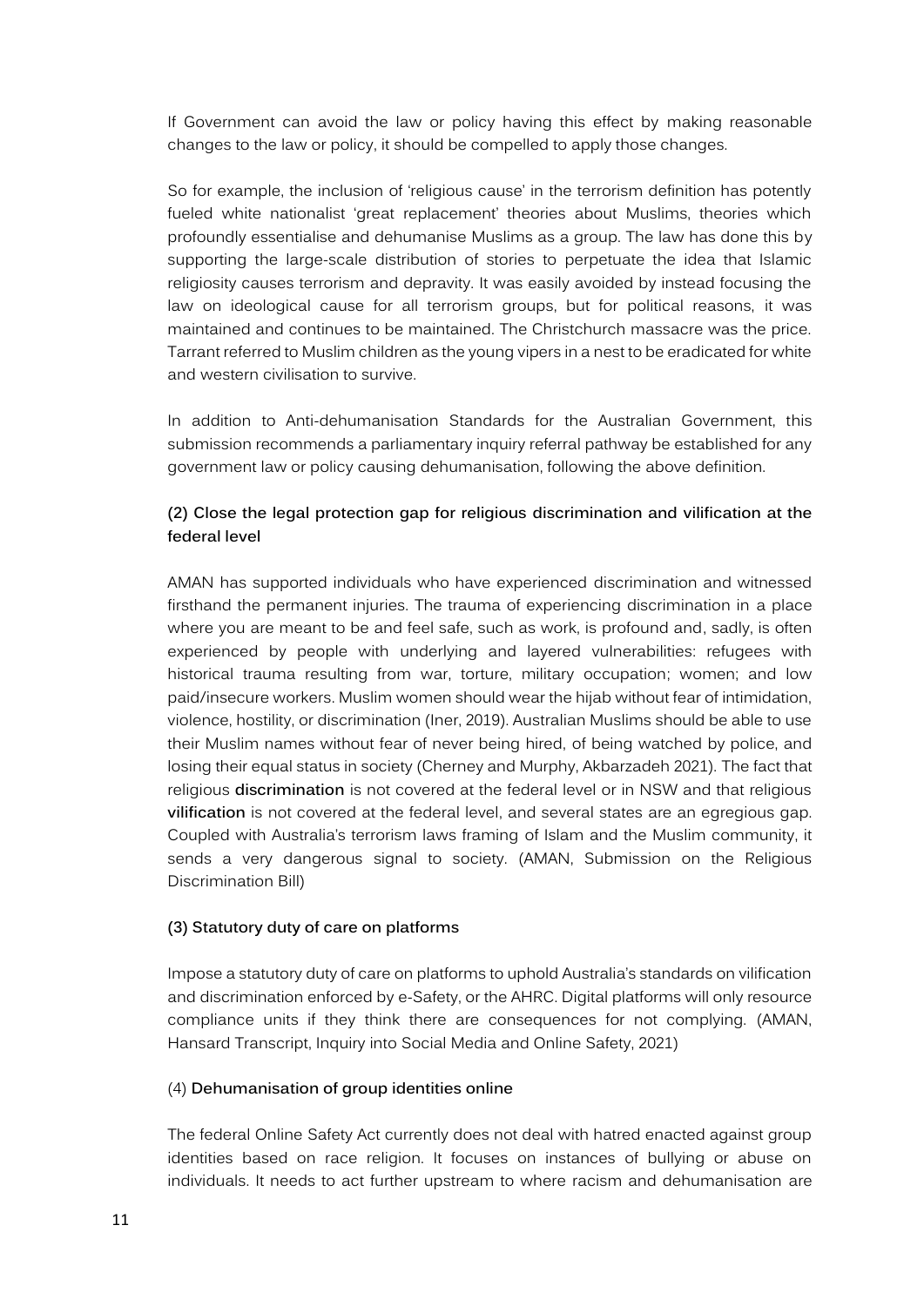If Government can avoid the law or policy having this effect by making reasonable changes to the law or policy, it should be compelled to apply those changes.

So for example, the inclusion of 'religious cause' in the terrorism definition has potently fueled white nationalist 'great replacement' theories about Muslims, theories which profoundly essentialise and dehumanise Muslims as a group. The law has done this by supporting the large-scale distribution of stories to perpetuate the idea that Islamic religiosity causes terrorism and depravity. It was easily avoided by instead focusing the law on ideological cause for all terrorism groups, but for political reasons, it was maintained and continues to be maintained. The Christchurch massacre was the price. Tarrant referred to Muslim children as the young vipers in a nest to be eradicated for white and western civilisation to survive.

In addition to Anti-dehumanisation Standards for the Australian Government, this submission recommends a parliamentary inquiry referral pathway be established for any government law or policy causing dehumanisation, following the above definition.

**(2) Close the legal protection gap for religious discrimination and vilification at the federal level**

AMAN has supported individuals who have experienced discrimination and witnessed firsthand the permanent injuries. The trauma of experiencing discrimination in a place where you are meant to be and feel safe, such as work, is profound and, sadly, is often experienced by people with underlying and layered vulnerabilities: refugees with historical trauma resulting from war, torture, military occupation; women; and low paid/insecure workers. Muslim women should wear the hijab without fear of intimidation, violence, hostility, or discrimination (Iner, 2019). Australian Muslims should be able to use their Muslim names without fear of never being hired, of being watched by police, and losing their equal status in society (Cherney and Murphy, Akbarzadeh 2021). The fact that religious **discrimination** is not covered at the federal level or in NSW and that religious **vilification** is not covered at the federal level, and several states are an egregious gap. Coupled with Australia's terrorism laws framing of Islam and the Muslim community, it sends a very dangerous signal to society. (AMAN, Submission on the Religious Discrimination Bill)

**(3) Statutory duty of care on platforms**

Impose a statutory duty of care on platforms to uphold Australia's standards on vilification and discrimination enforced by e-Safety, or the AHRC. Digital platforms will only resource compliance units if they think there are consequences for not complying. (AMAN, Hansard Transcript, Inquiry into Social Media and Online Safety, 2021)

(4) **Dehumanisation of group identities online**

The federal Online Safety Act currently does not deal with hatred enacted against group identities based on race religion. It focuses on instances of bullying or abuse on individuals. It needs to act further upstream to where racism and dehumanisation are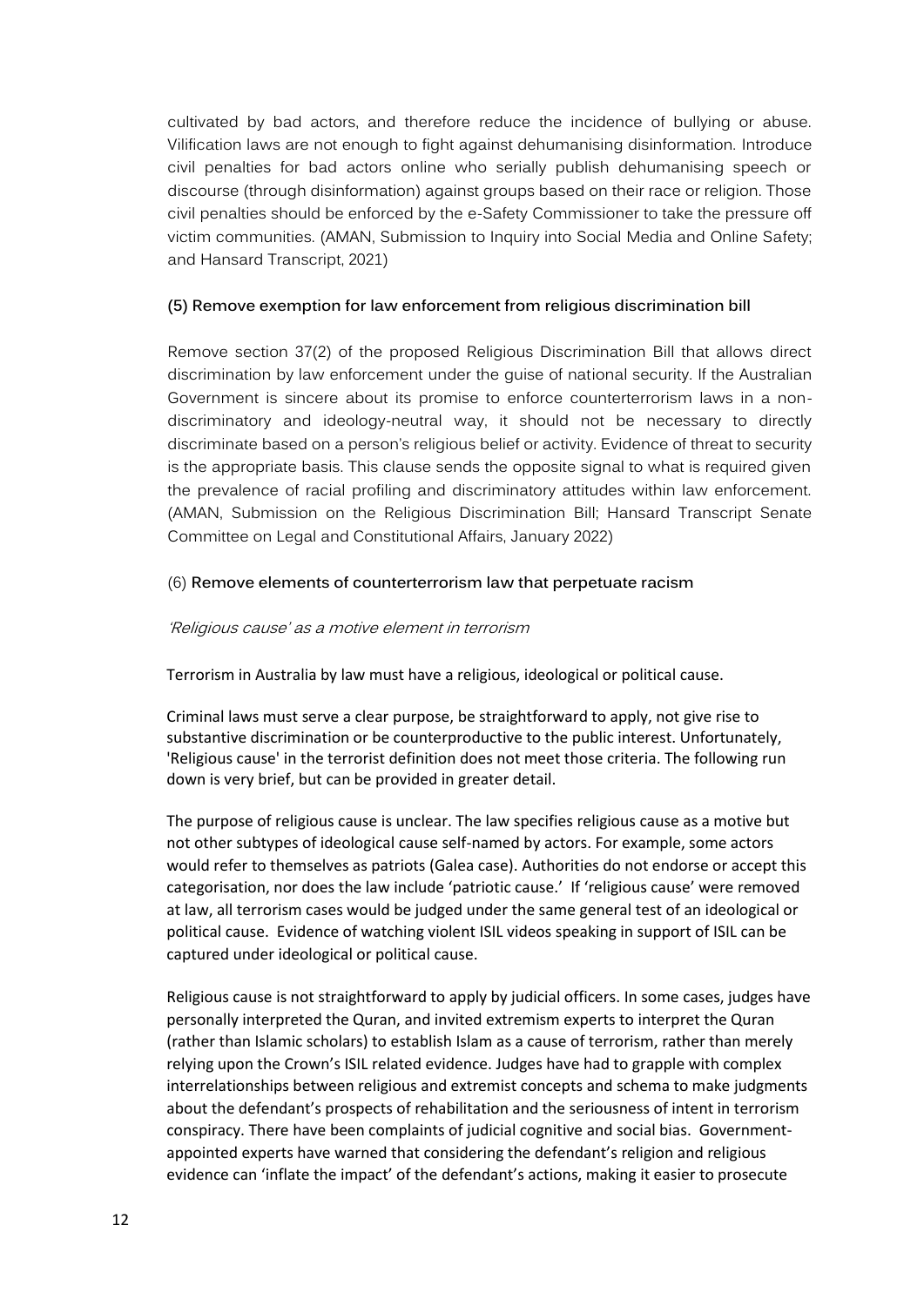cultivated by bad actors, and therefore reduce the incidence of bullying or abuse. Vilification laws are not enough to fight against dehumanising disinformation. Introduce civil penalties for bad actors online who serially publish dehumanising speech or discourse (through disinformation) against groups based on their race or religion. Those civil penalties should be enforced by the e-Safety Commissioner to take the pressure off victim communities. (AMAN, Submission to Inquiry into Social Media and Online Safety; and Hansard Transcript, 2021)

### (5) Remove exemption for law enforcement from religious discrimination bill

Remove section 37(2) of the proposed Religious Discrimination Bill that allows direct discrimination by law enforcement under the guise of national security. If the Australian Government is sincere about its promise to enforce counterterrorism laws in a non-discriminatory and ideology-neutral way, it should not be necessary to directly discriminate based on a person's religious belief or activity. Evidence of threat to security is the appropriate basis. This clause sends the opposite signal to what is required given the prevalence of racial profiling and discriminatory attitudes within law enforcement. (AMAN, Submission on the Religious Discrimination Bill; Hansard Transcript Senate Committee on Legal and Constitutional Affairs, January 2022)

### (6) Remove elements of counterterrorism law that perpetuate racism

*'Religious cause' as a motive element in terrorism*

Terrorism in Australia by law must have a religious, ideological or political cause.

Criminal laws must serve a clear purpose, be straightforward to apply, not give rise to substantive discrimination or be counterproductive to the public interest. Unfortunately, 'Religious cause' in the terrorist definition does not meet those criteria. The following run down is very brief, but can be provided in greater detail.

The purpose of religious cause is unclear. The law specifies religious cause as a motive but not other subtypes of ideological cause self-named by actors. For example, some actors would refer to themselves as patriots (Galea case). Authorities do not endorse or accept this categorisation, nor does the law include 'patriotic cause.' If 'religious cause' were removed at law, all terrorism cases would be judged under the same general test of an ideological or political cause. Evidence of watching violent ISIL videos speaking in support of ISIL can be captured under ideological or political cause.

Religious cause is not straightforward to apply by judicial officers. In some cases, judges have personally interpreted the Quran, and invited extremism experts to interpret the Quran (rather than Islamic scholars) to establish Islam as a cause of terrorism, rather than merely relying upon the Crown's ISIL related evidence. Judges have had to grapple with complex interrelationships between religious and extremist concepts and schema to make judgments about the defendant's prospects of rehabilitation and the seriousness of intent in terrorism conspiracy. There have been complaints of judicial cognitive and social bias. Government-appointed experts have warned that considering the defendant's religion and religious evidence can 'inflate the impact' of the defendant's actions, making it easier to prosecute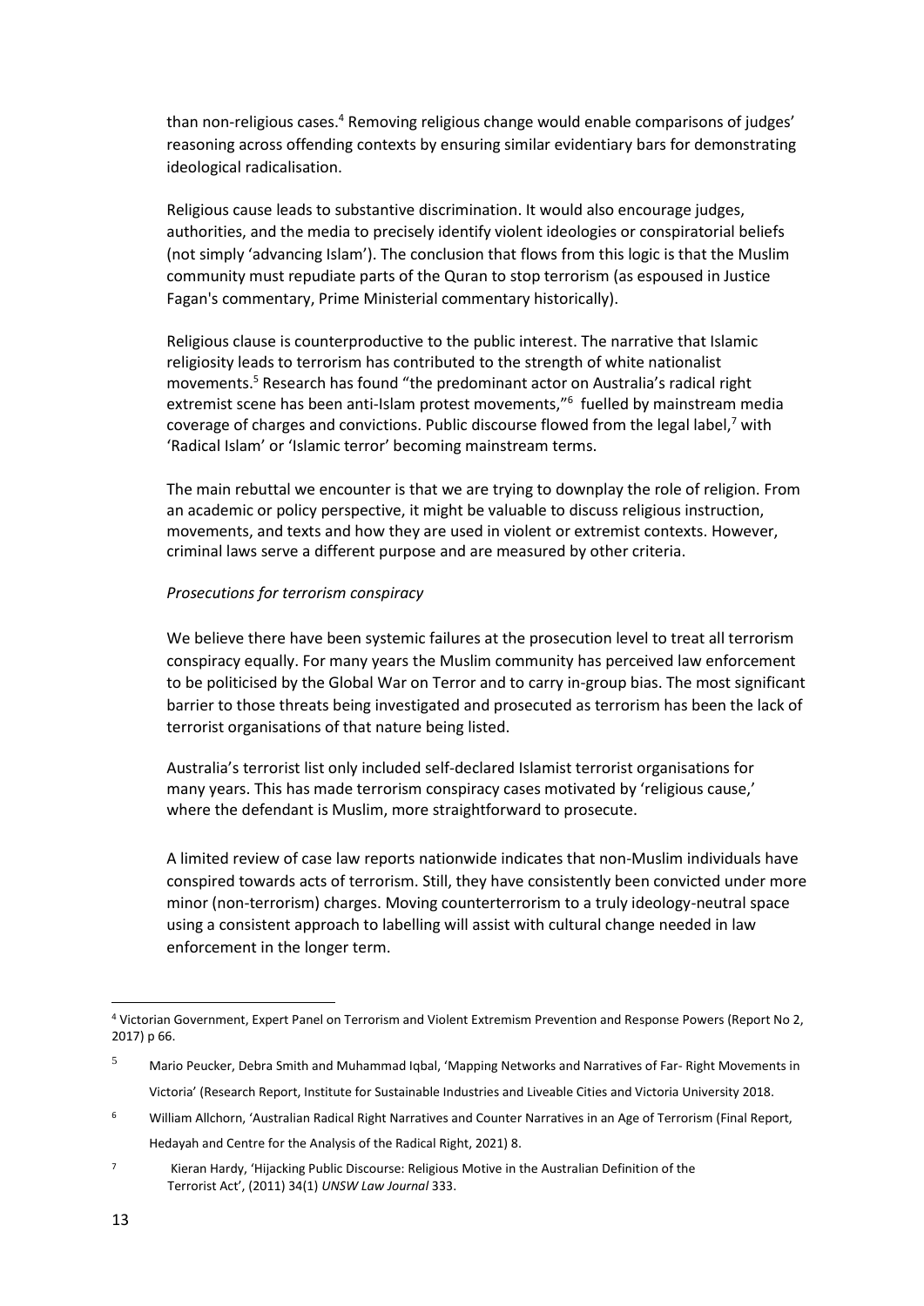than non-religious cases.[4] Removing religious change would enable comparisons of judges' reasoning across offending contexts by ensuring similar evidentiary bars for demonstrating ideological radicalisation.

Religious cause leads to substantive discrimination. It would also encourage judges, authorities, and the media to precisely identify violent ideologies or conspiratorial beliefs (not simply 'advancing Islam'). The conclusion that flows from this logic is that the Muslim community must repudiate parts of the Quran to stop terrorism (as espoused in Justice Fagan's commentary, Prime Ministerial commentary historically).

Religious clause is counterproductive to the public interest. The narrative that Islamic religiosity leads to terrorism has contributed to the strength of white nationalist movements.[5] Research has found "the predominant actor on Australia's radical right extremist scene has been anti-Islam protest movements,"[6] fuelled by mainstream media coverage of charges and convictions. Public discourse flowed from the legal label,[7] with 'Radical Islam' or 'Islamic terror' becoming mainstream terms.

The main rebuttal we encounter is that we are trying to downplay the role of religion. From an academic or policy perspective, it might be valuable to discuss religious instruction, movements, and texts and how they are used in violent or extremist contexts. However, criminal laws serve a different purpose and are measured by other criteria.

*Prosecutions for terrorism conspiracy*

We believe there have been systemic failures at the prosecution level to treat all terrorism conspiracy equally. For many years the Muslim community has perceived law enforcement to be politicised by the Global War on Terror and to carry in-group bias. The most significant barrier to those threats being investigated and prosecuted as terrorism has been the lack of terrorist organisations of that nature being listed.

Australia's terrorist list only included self-declared Islamist terrorist organisations for many years. This has made terrorism conspiracy cases motivated by 'religious cause,' where the defendant is Muslim, more straightforward to prosecute.

A limited review of case law reports nationwide indicates that non-Muslim individuals have conspired towards acts of terrorism. Still, they have consistently been convicted under more minor (non-terrorism) charges. Moving counterterrorism to a truly ideology-neutral space using a consistent approach to labelling will assist with cultural change needed in law enforcement in the longer term.

---

[4] Victorian Government, Expert Panel on Terrorism and Violent Extremism Prevention and Response Powers (Report No 2, 2017) p 66.

[5] Mario Peucker, Debra Smith and Muhammad Iqbal, 'Mapping Networks and Narratives of Far- Right Movements in Victoria' (Research Report, Institute for Sustainable Industries and Liveable Cities and Victoria University 2018.

[6] William Allchorn, 'Australian Radical Right Narratives and Counter Narratives in an Age of Terrorism (Final Report, Hedayah and Centre for the Analysis of the Radical Right, 2021) 8.

[7] Kieran Hardy, 'Hijacking Public Discourse: Religious Motive in the Australian Definition of the Terrorist Act', (2011) 34(1) *UNSW Law Journal* 333.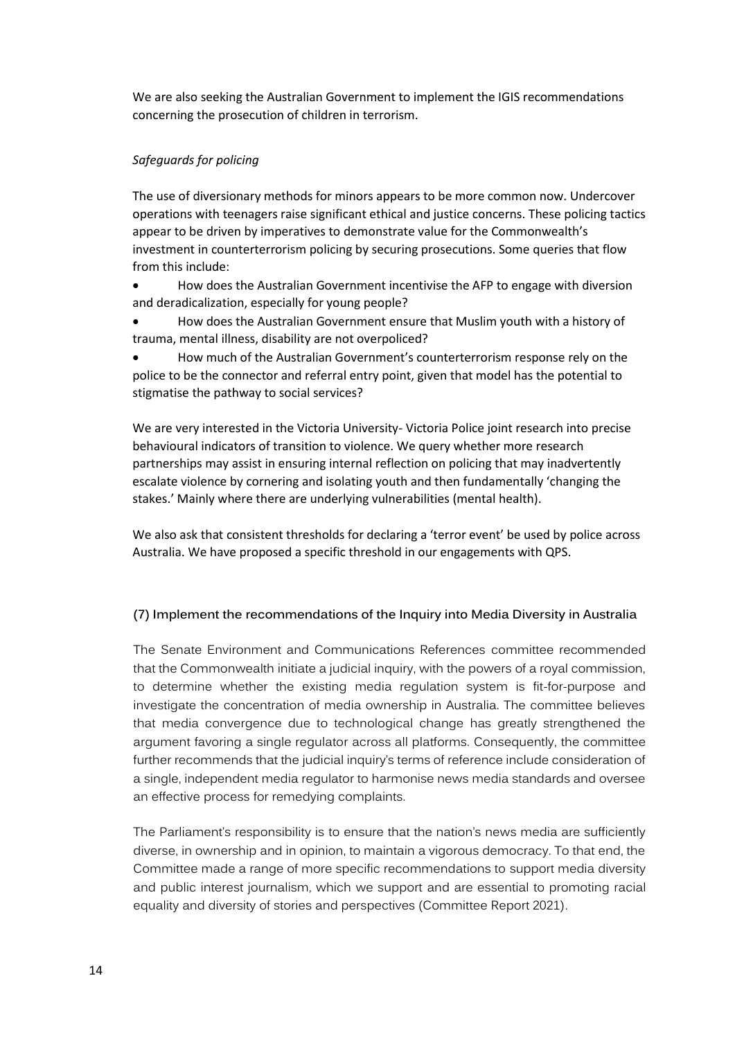We are also seeking the Australian Government to implement the IGIS recommendations concerning the prosecution of children in terrorism.

*Safeguards for policing*

The use of diversionary methods for minors appears to be more common now. Undercover operations with teenagers raise significant ethical and justice concerns. These policing tactics appear to be driven by imperatives to demonstrate value for the Commonwealth's investment in counterterrorism policing by securing prosecutions. Some queries that flow from this include:

- How does the Australian Government incentivise the AFP to engage with diversion and deradicalization, especially for young people?
- How does the Australian Government ensure that Muslim youth with a history of trauma, mental illness, disability are not overpoliced?
- How much of the Australian Government's counterterrorism response rely on the police to be the connector and referral entry point, given that model has the potential to stigmatise the pathway to social services?

We are very interested in the Victoria University- Victoria Police joint research into precise behavioural indicators of transition to violence. We query whether more research partnerships may assist in ensuring internal reflection on policing that may inadvertently escalate violence by cornering and isolating youth and then fundamentally 'changing the stakes.' Mainly where there are underlying vulnerabilities (mental health).

We also ask that consistent thresholds for declaring a 'terror event' be used by police across Australia. We have proposed a specific threshold in our engagements with QPS.

### (7) Implement the recommendations of the Inquiry into Media Diversity in Australia

The Senate Environment and Communications References committee recommended that the Commonwealth initiate a judicial inquiry, with the powers of a royal commission, to determine whether the existing media regulation system is fit-for-purpose and investigate the concentration of media ownership in Australia. The committee believes that media convergence due to technological change has greatly strengthened the argument favoring a single regulator across all platforms. Consequently, the committee further recommends that the judicial inquiry's terms of reference include consideration of a single, independent media regulator to harmonise news media standards and oversee an effective process for remedying complaints.

The Parliament's responsibility is to ensure that the nation's news media are sufficiently diverse, in ownership and in opinion, to maintain a vigorous democracy. To that end, the Committee made a range of more specific recommendations to support media diversity and public interest journalism, which we support and are essential to promoting racial equality and diversity of stories and perspectives (Committee Report 2021).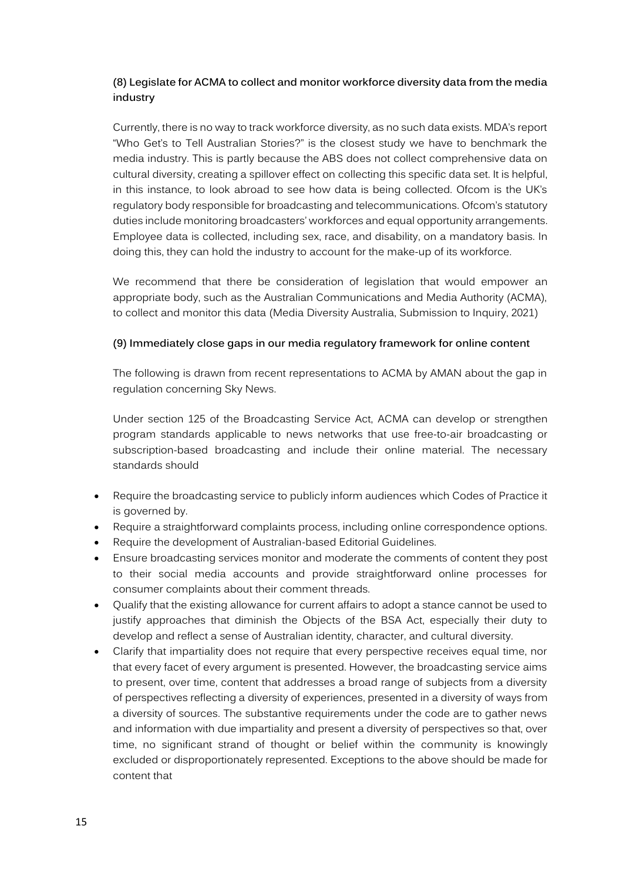**(8) Legislate for ACMA to collect and monitor workforce diversity data from the media industry**

Currently, there is no way to track workforce diversity, as no such data exists. MDA's report "Who Get's to Tell Australian Stories?" is the closest study we have to benchmark the media industry. This is partly because the ABS does not collect comprehensive data on cultural diversity, creating a spillover effect on collecting this specific data set. It is helpful, in this instance, to look abroad to see how data is being collected. Ofcom is the UK's regulatory body responsible for broadcasting and telecommunications. Ofcom's statutory duties include monitoring broadcasters' workforces and equal opportunity arrangements. Employee data is collected, including sex, race, and disability, on a mandatory basis. In doing this, they can hold the industry to account for the make-up of its workforce.

We recommend that there be consideration of legislation that would empower an appropriate body, such as the Australian Communications and Media Authority (ACMA), to collect and monitor this data (Media Diversity Australia, Submission to Inquiry, 2021)

**(9) Immediately close gaps in our media regulatory framework for online content**

The following is drawn from recent representations to ACMA by AMAN about the gap in regulation concerning Sky News.

Under section 125 of the Broadcasting Service Act, ACMA can develop or strengthen program standards applicable to news networks that use free-to-air broadcasting or subscription-based broadcasting and include their online material. The necessary standards should

- Require the broadcasting service to publicly inform audiences which Codes of Practice it is governed by.
- Require a straightforward complaints process, including online correspondence options.
- Require the development of Australian-based Editorial Guidelines.
- Ensure broadcasting services monitor and moderate the comments of content they post to their social media accounts and provide straightforward online processes for consumer complaints about their comment threads.
- Qualify that the existing allowance for current affairs to adopt a stance cannot be used to justify approaches that diminish the Objects of the BSA Act, especially their duty to develop and reflect a sense of Australian identity, character, and cultural diversity.
- Clarify that impartiality does not require that every perspective receives equal time, nor that every facet of every argument is presented. However, the broadcasting service aims to present, over time, content that addresses a broad range of subjects from a diversity of perspectives reflecting a diversity of experiences, presented in a diversity of ways from a diversity of sources. The substantive requirements under the code are to gather news and information with due impartiality and present a diversity of perspectives so that, over time, no significant strand of thought or belief within the community is knowingly excluded or disproportionately represented. Exceptions to the above should be made for content that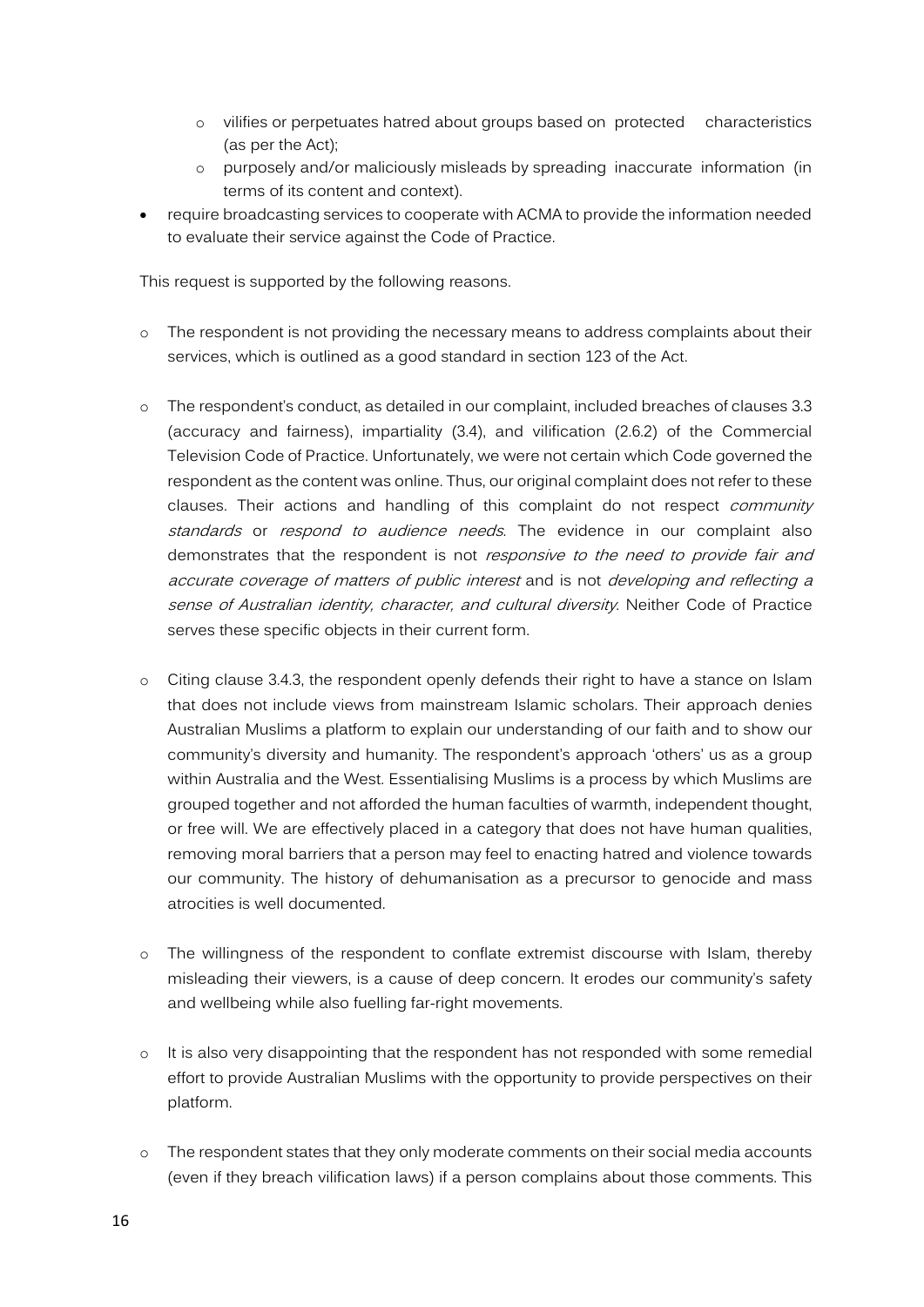- vilifies or perpetuates hatred about groups based on protected characteristics (as per the Act);
    - purposely and/or maliciously misleads by spreading inaccurate information (in terms of its content and context).
- require broadcasting services to cooperate with ACMA to provide the information needed to evaluate their service against the Code of Practice.

This request is supported by the following reasons.

- The respondent is not providing the necessary means to address complaints about their services, which is outlined as a good standard in section 123 of the Act.

- The respondent's conduct, as detailed in our complaint, included breaches of clauses 3.3 (accuracy and fairness), impartiality (3.4), and vilification (2.6.2) of the Commercial Television Code of Practice. Unfortunately, we were not certain which Code governed the respondent as the content was online. Thus, our original complaint does not refer to these clauses. Their actions and handling of this complaint do not respect *community standards* or *respond to audience needs*. The evidence in our complaint also demonstrates that the respondent is not *responsive to the need to provide fair and accurate coverage of matters of public interest* and is not *developing and reflecting a sense of Australian identity, character, and cultural diversity*. Neither Code of Practice serves these specific objects in their current form.

- Citing clause 3.4.3, the respondent openly defends their right to have a stance on Islam that does not include views from mainstream Islamic scholars. Their approach denies Australian Muslims a platform to explain our understanding of our faith and to show our community's diversity and humanity. The respondent's approach 'others' us as a group within Australia and the West. Essentialising Muslims is a process by which Muslims are grouped together and not afforded the human faculties of warmth, independent thought, or free will. We are effectively placed in a category that does not have human qualities, removing moral barriers that a person may feel to enacting hatred and violence towards our community. The history of dehumanisation as a precursor to genocide and mass atrocities is well documented.

- The willingness of the respondent to conflate extremist discourse with Islam, thereby misleading their viewers, is a cause of deep concern. It erodes our community's safety and wellbeing while also fuelling far-right movements.

- It is also very disappointing that the respondent has not responded with some remedial effort to provide Australian Muslims with the opportunity to provide perspectives on their platform.

- The respondent states that they only moderate comments on their social media accounts (even if they breach vilification laws) if a person complains about those comments. This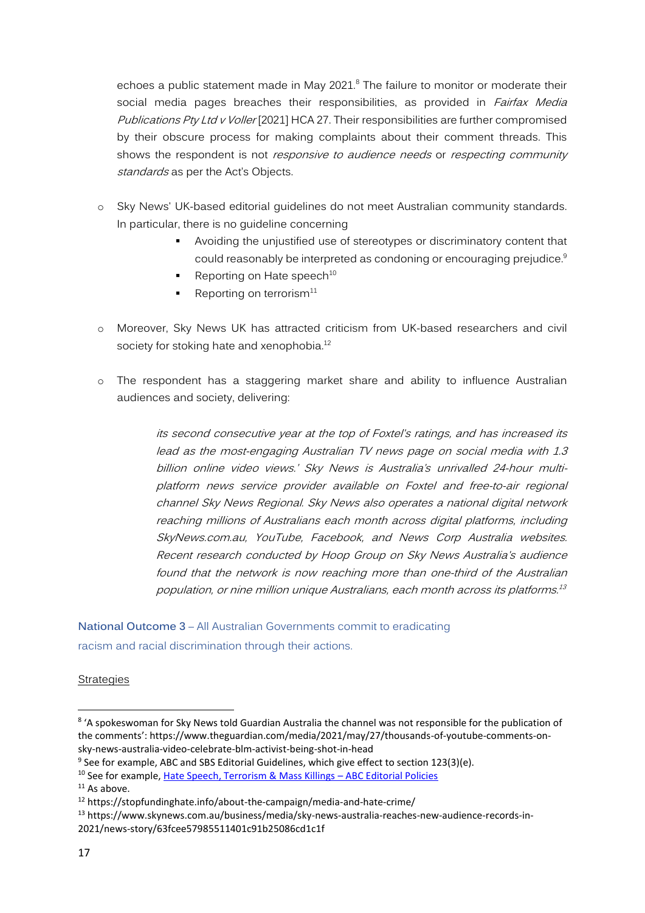echoes a public statement made in May 2021.[8] The failure to monitor or moderate their social media pages breaches their responsibilities, as provided in *Fairfax Media Publications Pty Ltd v Voller* [2021] HCA 27. Their responsibilities are further compromised by their obscure process for making complaints about their comment threads. This shows the respondent is not *responsive to audience needs* or *respecting community standards* as per the Act's Objects.

- Sky News' UK-based editorial guidelines do not meet Australian community standards. In particular, there is no guideline concerning
    - Avoiding the unjustified use of stereotypes or discriminatory content that could reasonably be interpreted as condoning or encouraging prejudice.[9]
    - Reporting on Hate speech[10]
    - Reporting on terrorism[11]

- Moreover, Sky News UK has attracted criticism from UK-based researchers and civil society for stoking hate and xenophobia.[12]

- The respondent has a staggering market share and ability to influence Australian audiences and society, delivering:

> *its second consecutive year at the top of Foxtel's ratings, and has increased its lead as the most-engaging Australian TV news page on social media with 1.3 billion online video views.' Sky News is Australia's unrivalled 24-hour multi-platform news service provider available on Foxtel and free-to-air regional channel Sky News Regional. Sky News also operates a national digital network reaching millions of Australians each month across digital platforms, including SkyNews.com.au, YouTube, Facebook, and News Corp Australia websites. Recent research conducted by Hoop Group on Sky News Australia's audience found that the network is now reaching more than one-third of the Australian population, or nine million unique Australians, each month across its platforms.*[13]

**National Outcome 3** – All Australian Governments commit to eradicating racism and racial discrimination through their actions.

Strategies

---

[8] 'A spokeswoman for Sky News told Guardian Australia the channel was not responsible for the publication of the comments': https://www.theguardian.com/media/2021/may/27/thousands-of-youtube-comments-on-sky-news-australia-video-celebrate-blm-activist-being-shot-in-head

[9] See for example, ABC and SBS Editorial Guidelines, which give effect to section 123(3)(e).

[10] See for example, [Hate Speech, Terrorism & Mass Killings – ABC Editorial Policies]

[11] As above.

[12] https://stopfundinghate.info/about-the-campaign/media-and-hate-crime/

[13] https://www.skynews.com.au/business/media/sky-news-australia-reaches-new-audience-records-in-2021/news-story/63fcee57985511401c91b25086cd1c1f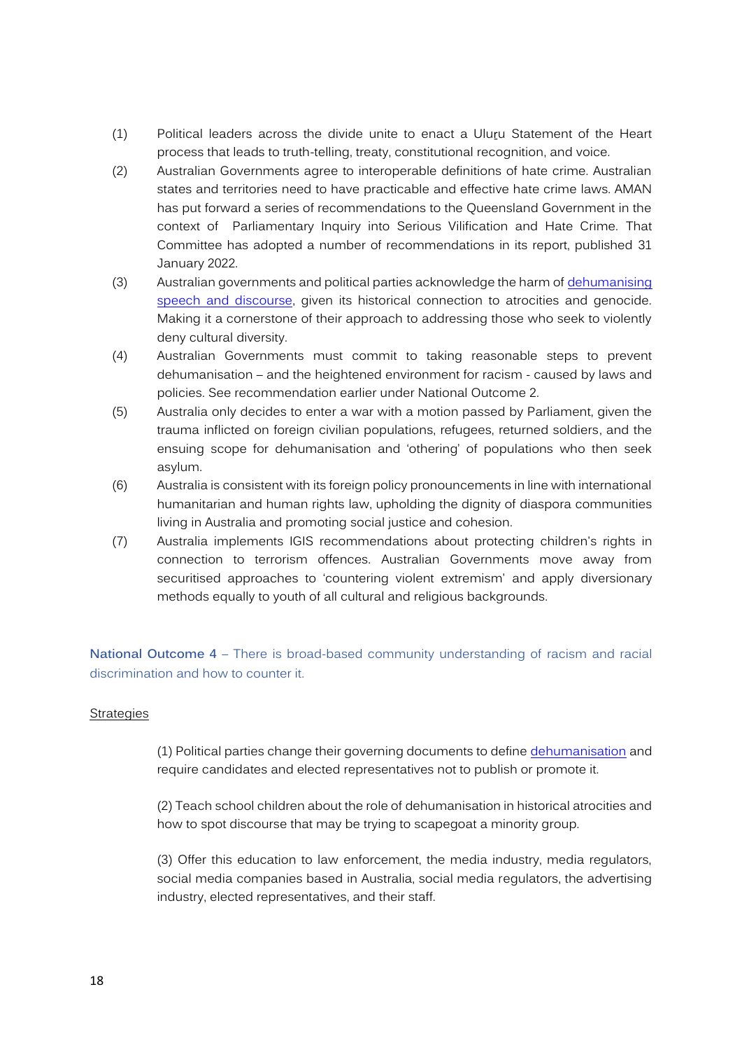(1) Political leaders across the divide unite to enact a Uluṟu Statement of the Heart process that leads to truth-telling, treaty, constitutional recognition, and voice.

(2) Australian Governments agree to interoperable definitions of hate crime. Australian states and territories need to have practicable and effective hate crime laws. AMAN has put forward a series of recommendations to the Queensland Government in the context of Parliamentary Inquiry into Serious Vilification and Hate Crime. That Committee has adopted a number of recommendations in its report, published 31 January 2022.

(3) Australian governments and political parties acknowledge the harm of dehumanising speech and discourse, given its historical connection to atrocities and genocide. Making it a cornerstone of their approach to addressing those who seek to violently deny cultural diversity.

(4) Australian Governments must commit to taking reasonable steps to prevent dehumanisation – and the heightened environment for racism - caused by laws and policies. See recommendation earlier under National Outcome 2.

(5) Australia only decides to enter a war with a motion passed by Parliament, given the trauma inflicted on foreign civilian populations, refugees, returned soldiers, and the ensuing scope for dehumanisation and 'othering' of populations who then seek asylum.

(6) Australia is consistent with its foreign policy pronouncements in line with international humanitarian and human rights law, upholding the dignity of diaspora communities living in Australia and promoting social justice and cohesion.

(7) Australia implements IGIS recommendations about protecting children's rights in connection to terrorism offences. Australian Governments move away from securitised approaches to 'countering violent extremism' and apply diversionary methods equally to youth of all cultural and religious backgrounds.

**National Outcome 4** – There is broad-based community understanding of racism and racial discrimination and how to counter it.

Strategies

(1) Political parties change their governing documents to define dehumanisation and require candidates and elected representatives not to publish or promote it.

(2) Teach school children about the role of dehumanisation in historical atrocities and how to spot discourse that may be trying to scapegoat a minority group.

(3) Offer this education to law enforcement, the media industry, media regulators, social media companies based in Australia, social media regulators, the advertising industry, elected representatives, and their staff.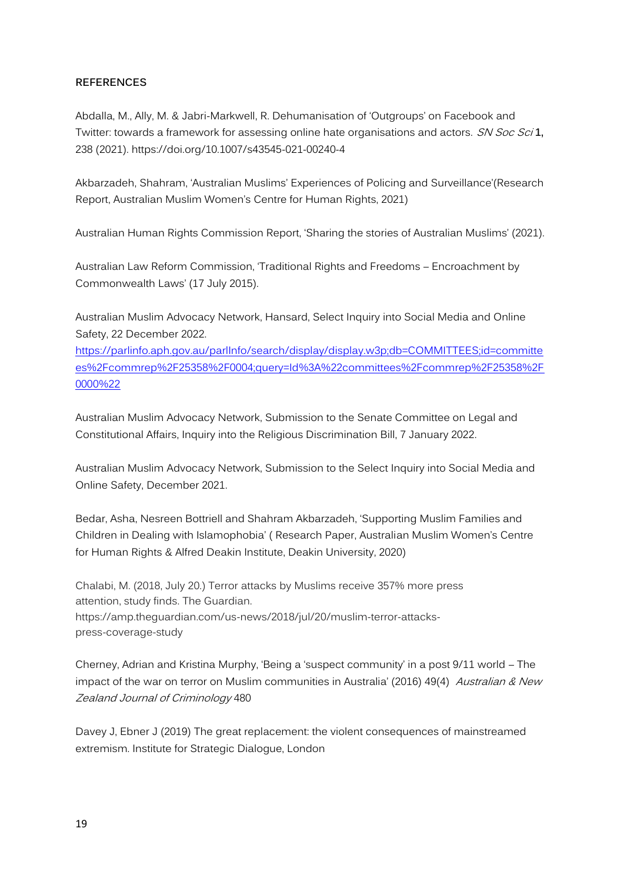**REFERENCES**

Abdalla, M., Ally, M. & Jabri-Markwell, R. Dehumanisation of 'Outgroups' on Facebook and Twitter: towards a framework for assessing online hate organisations and actors. *SN Soc Sci* **1,** 238 (2021). https://doi.org/10.1007/s43545-021-00240-4

Akbarzadeh, Shahram, 'Australian Muslims' Experiences of Policing and Surveillance'(Research Report, Australian Muslim Women's Centre for Human Rights, 2021)

Australian Human Rights Commission Report, 'Sharing the stories of Australian Muslims' (2021).

Australian Law Reform Commission, 'Traditional Rights and Freedoms – Encroachment by Commonwealth Laws' (17 July 2015).

Australian Muslim Advocacy Network, Hansard, Select Inquiry into Social Media and Online Safety, 22 December 2022. https://parlinfo.aph.gov.au/parlInfo/search/display/display.w3p;db=COMMITTEES;id=committees%2Fcommrep%2F25358%2F0004;query=Id%3A%22committees%2Fcommrep%2F25358%2F0000%22

Australian Muslim Advocacy Network, Submission to the Senate Committee on Legal and Constitutional Affairs, Inquiry into the Religious Discrimination Bill, 7 January 2022.

Australian Muslim Advocacy Network, Submission to the Select Inquiry into Social Media and Online Safety, December 2021.

Bedar, Asha, Nesreen Bottriell and Shahram Akbarzadeh, 'Supporting Muslim Families and Children in Dealing with Islamophobia' ( Research Paper, Australian Muslim Women's Centre for Human Rights & Alfred Deakin Institute, Deakin University, 2020)

Chalabi, M. (2018, July 20.) Terror attacks by Muslims receive 357% more press attention, study finds. The Guardian. https://amp.theguardian.com/us-news/2018/jul/20/muslim-terror-attacks-press-coverage-study

Cherney, Adrian and Kristina Murphy, 'Being a 'suspect community' in a post 9/11 world – The impact of the war on terror on Muslim communities in Australia' (2016) 49(4) *Australian & New Zealand Journal of Criminology* 480

Davey J, Ebner J (2019) The great replacement: the violent consequences of mainstreamed extremism. Institute for Strategic Dialogue, London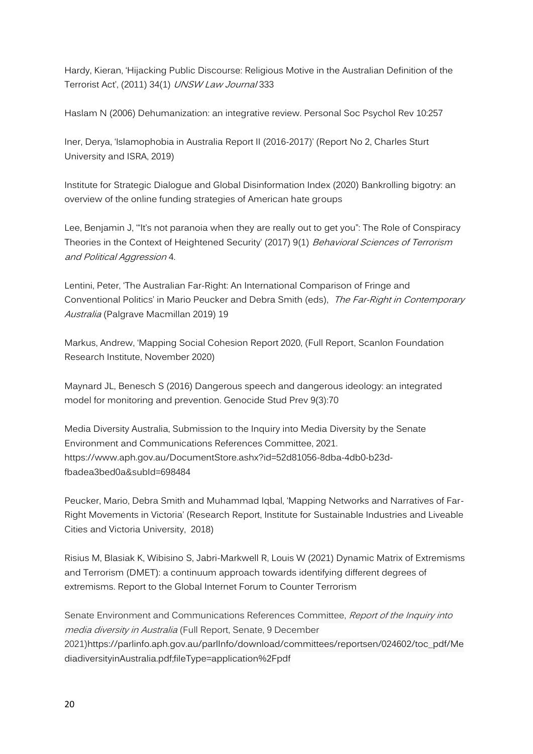Hardy, Kieran, 'Hijacking Public Discourse: Religious Motive in the Australian Definition of the Terrorist Act', (2011) 34(1) *UNSW Law Journal* 333

Haslam N (2006) Dehumanization: an integrative review. Personal Soc Psychol Rev 10:257

Iner, Derya, 'Islamophobia in Australia Report II (2016-2017)' (Report No 2, Charles Sturt University and ISRA, 2019)

Institute for Strategic Dialogue and Global Disinformation Index (2020) Bankrolling bigotry: an overview of the online funding strategies of American hate groups

Lee, Benjamin J, '"It's not paranoia when they are really out to get you": The Role of Conspiracy Theories in the Context of Heightened Security' (2017) 9(1) *Behavioral Sciences of Terrorism and Political Aggression* 4.

Lentini, Peter, 'The Australian Far-Right: An International Comparison of Fringe and Conventional Politics' in Mario Peucker and Debra Smith (eds), *The Far-Right in Contemporary Australia* (Palgrave Macmillan 2019) 19

Markus, Andrew, 'Mapping Social Cohesion Report 2020, (Full Report, Scanlon Foundation Research Institute, November 2020)

Maynard JL, Benesch S (2016) Dangerous speech and dangerous ideology: an integrated model for monitoring and prevention. Genocide Stud Prev 9(3):70

Media Diversity Australia, Submission to the Inquiry into Media Diversity by the Senate Environment and Communications References Committee, 2021. https://www.aph.gov.au/DocumentStore.ashx?id=52d81056-8dba-4db0-b23d-fbadea3bed0a&subId=698484

Peucker, Mario, Debra Smith and Muhammad Iqbal, 'Mapping Networks and Narratives of Far-Right Movements in Victoria' (Research Report, Institute for Sustainable Industries and Liveable Cities and Victoria University, 2018)

Risius M, Blasiak K, Wibisino S, Jabri-Markwell R, Louis W (2021) Dynamic Matrix of Extremisms and Terrorism (DMET): a continuum approach towards identifying different degrees of extremisms. Report to the Global Internet Forum to Counter Terrorism

Senate Environment and Communications References Committee, *Report of the Inquiry into media diversity in Australia* (Full Report, Senate, 9 December 2021)https://parlinfo.aph.gov.au/parlInfo/download/committees/reportsen/024602/toc_pdf/MediadiversityinAustralia.pdf;fileType=application%2Fpdf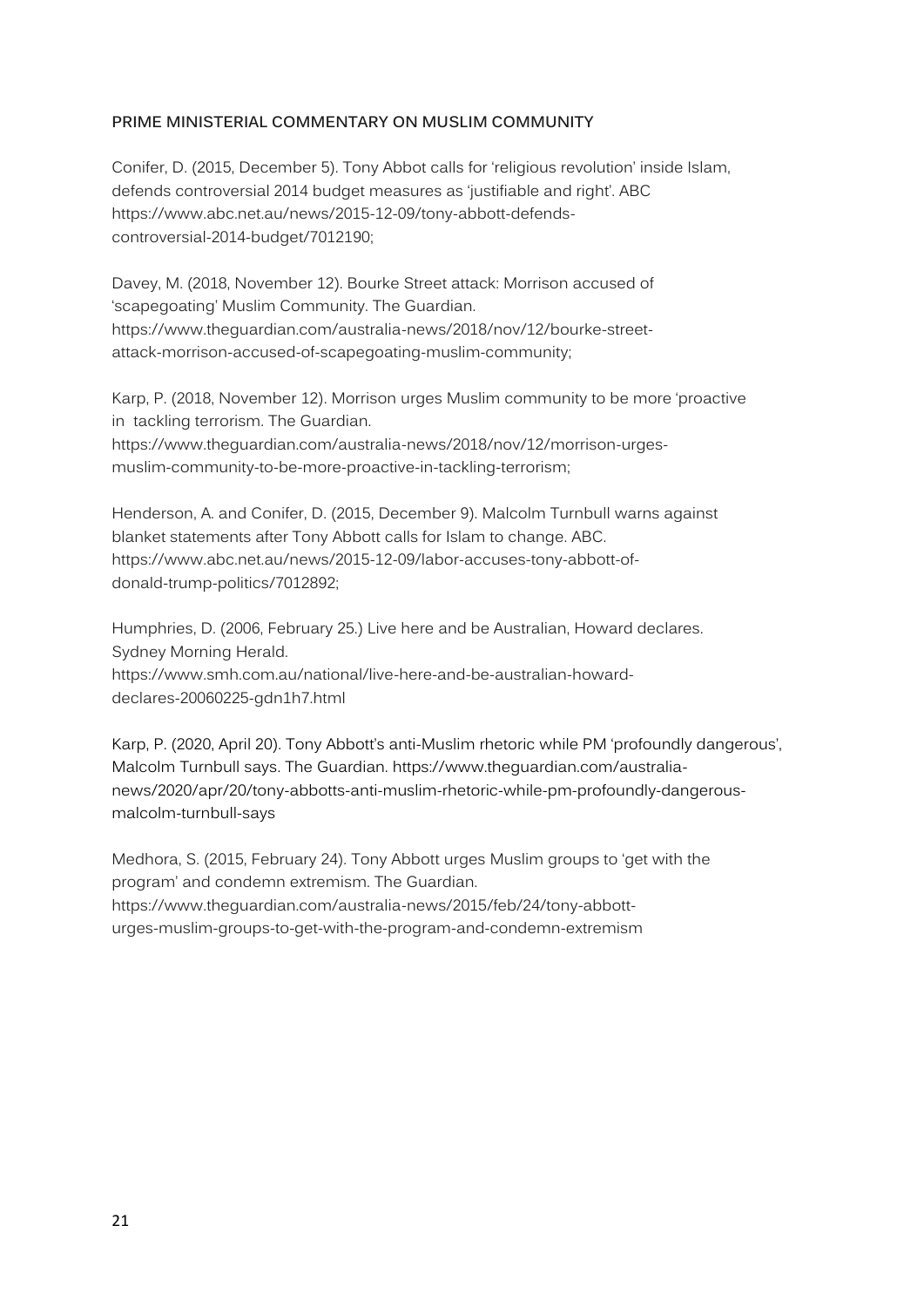**PRIME MINISTERIAL COMMENTARY ON MUSLIM COMMUNITY**

Conifer, D. (2015, December 5). Tony Abbot calls for 'religious revolution' inside Islam, defends controversial 2014 budget measures as 'justifiable and right'. ABC https://www.abc.net.au/news/2015-12-09/tony-abbott-defends-controversial-2014-budget/7012190;

Davey, M. (2018, November 12). Bourke Street attack: Morrison accused of 'scapegoating' Muslim Community. The Guardian. https://www.theguardian.com/australia-news/2018/nov/12/bourke-street-attack-morrison-accused-of-scapegoating-muslim-community;

Karp, P. (2018, November 12). Morrison urges Muslim community to be more 'proactive in tackling terrorism. The Guardian. https://www.theguardian.com/australia-news/2018/nov/12/morrison-urges-muslim-community-to-be-more-proactive-in-tackling-terrorism;

Henderson, A. and Conifer, D. (2015, December 9). Malcolm Turnbull warns against blanket statements after Tony Abbott calls for Islam to change. ABC. https://www.abc.net.au/news/2015-12-09/labor-accuses-tony-abbott-of-donald-trump-politics/7012892;

Humphries, D. (2006, February 25.) Live here and be Australian, Howard declares. Sydney Morning Herald. https://www.smh.com.au/national/live-here-and-be-australian-howard-declares-20060225-gdn1h7.html

Karp, P. (2020, April 20). Tony Abbott's anti-Muslim rhetoric while PM 'profoundly dangerous', Malcolm Turnbull says. The Guardian. https://www.theguardian.com/australia-news/2020/apr/20/tony-abbotts-anti-muslim-rhetoric-while-pm-profoundly-dangerous-malcolm-turnbull-says

Medhora, S. (2015, February 24). Tony Abbott urges Muslim groups to 'get with the program' and condemn extremism. The Guardian. https://www.theguardian.com/australia-news/2015/feb/24/tony-abbott-urges-muslim-groups-to-get-with-the-program-and-condemn-extremism